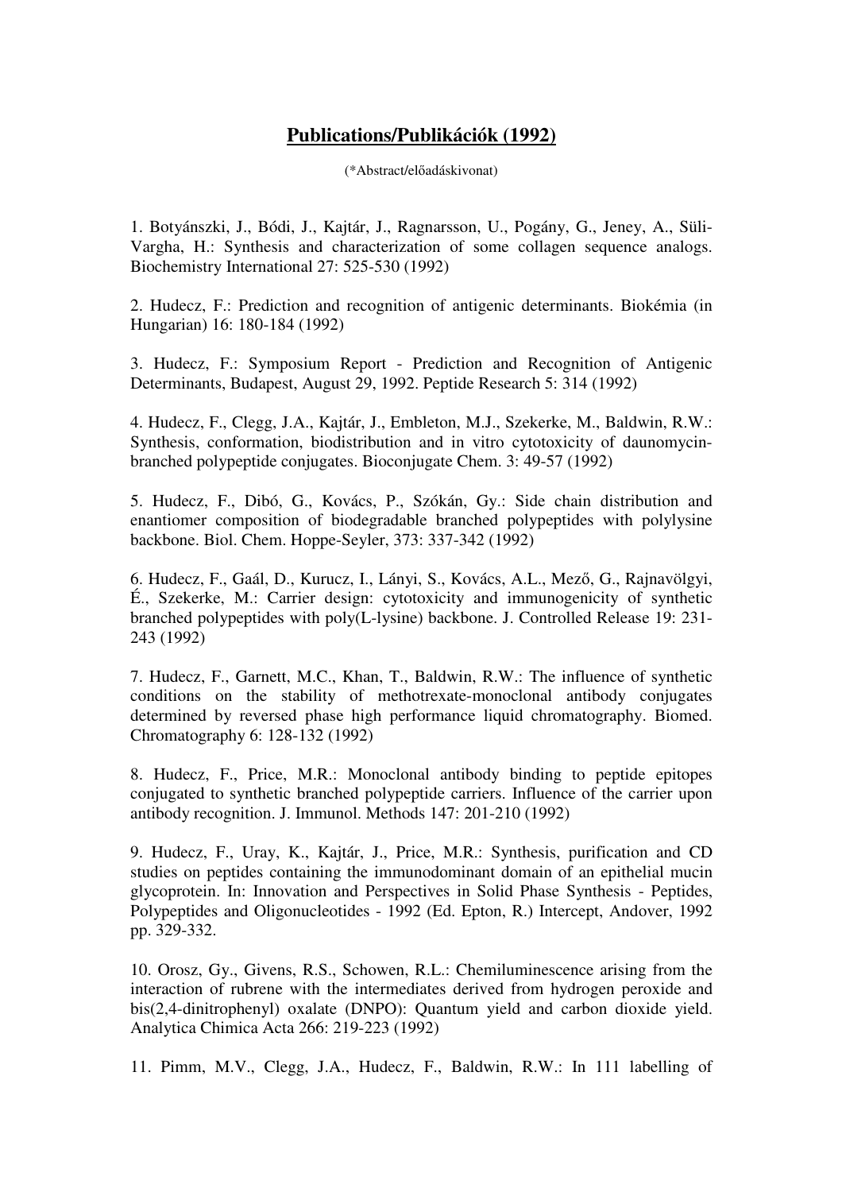# Publications/Publikációk (1992)

(*Abstract/előadáskivonat)

1. Botyánszki, J., Bódi, J., Kajtár, J., Ragnarsson, U., Pogány, G., Jeney, A., Süli-Vargha, H.: Synthesis and characterization of some collagen sequence analogs. Biochemistry International 27: 525-530 (1992)

2. Hudecz, F.: Prediction and recognition of antigenic determinants. Biokémia (in Hungarian) 16: 180-184 (1992)

3. Hudecz, F.: Symposium Report - Prediction and Recognition of Antigenic Determinants, Budapest, August 29, 1992. Peptide Research 5: 314 (1992)

4. Hudecz, F., Clegg, J.A., Kajtár, J., Embleton, M.J., Szekerke, M., Baldwin, R.W.: Synthesis, conformation, biodistribution and in vitro cytotoxicity of daunomycin-branched polypeptide conjugates. Bioconjugate Chem. 3: 49-57 (1992)

5. Hudecz, F., Dibó, G., Kovács, P., Szókán, Gy.: Side chain distribution and enantiomer composition of biodegradable branched polypeptides with polylysine backbone. Biol. Chem. Hoppe-Seyler, 373: 337-342 (1992)

6. Hudecz, F., Gaál, D., Kurucz, I., Lányi, S., Kovács, A.L., Mező, G., Rajnavölgyi, É., Szekerke, M.: Carrier design: cytotoxicity and immunogenicity of synthetic branched polypeptides with poly(L-lysine) backbone. J. Controlled Release 19: 231-243 (1992)

7. Hudecz, F., Garnett, M.C., Khan, T., Baldwin, R.W.: The influence of synthetic conditions on the stability of methotrexate-monoclonal antibody conjugates determined by reversed phase high performance liquid chromatography. Biomed. Chromatography 6: 128-132 (1992)

8. Hudecz, F., Price, M.R.: Monoclonal antibody binding to peptide epitopes conjugated to synthetic branched polypeptide carriers. Influence of the carrier upon antibody recognition. J. Immunol. Methods 147: 201-210 (1992)

9. Hudecz, F., Uray, K., Kajtár, J., Price, M.R.: Synthesis, purification and CD studies on peptides containing the immunodominant domain of an epithelial mucin glycoprotein. In: Innovation and Perspectives in Solid Phase Synthesis - Peptides, Polypeptides and Oligonucleotides - 1992 (Ed. Epton, R.) Intercept, Andover, 1992 pp. 329-332.

10. Orosz, Gy., Givens, R.S., Schowen, R.L.: Chemiluminescence arising from the interaction of rubrene with the intermediates derived from hydrogen peroxide and bis(2,4-dinitrophenyl) oxalate (DNPO): Quantum yield and carbon dioxide yield. Analytica Chimica Acta 266: 219-223 (1992)

11. Pimm, M.V., Clegg, J.A., Hudecz, F., Baldwin, R.W.: In 111 labelling of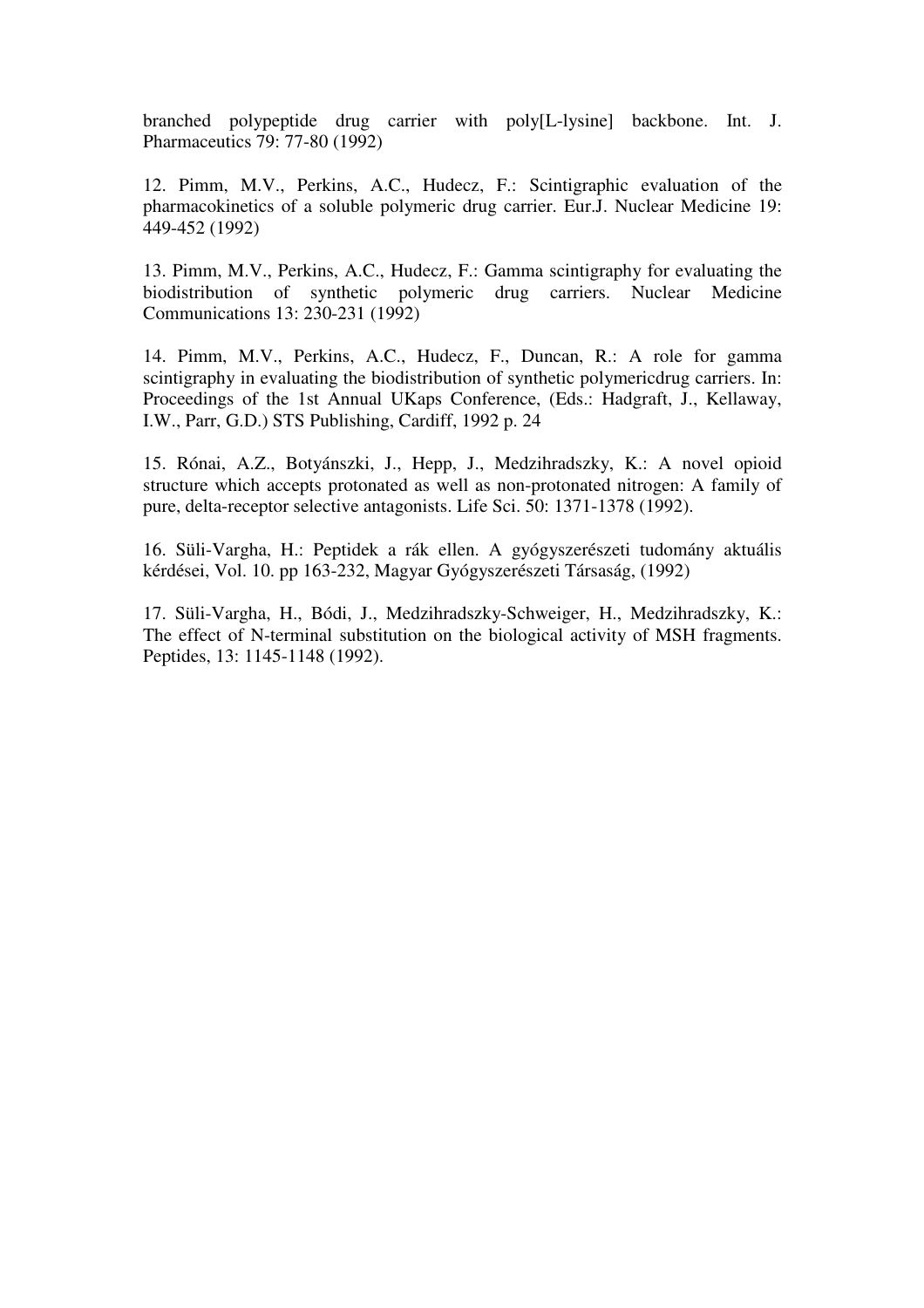branched polypeptide drug carrier with poly[L-lysine] backbone. Int. J. Pharmaceutics 79: 77-80 (1992)

12. Pimm, M.V., Perkins, A.C., Hudecz, F.: Scintigraphic evaluation of the pharmacokinetics of a soluble polymeric drug carrier. Eur.J. Nuclear Medicine 19: 449-452 (1992)

13. Pimm, M.V., Perkins, A.C., Hudecz, F.: Gamma scintigraphy for evaluating the biodistribution of synthetic polymeric drug carriers. Nuclear Medicine Communications 13: 230-231 (1992)

14. Pimm, M.V., Perkins, A.C., Hudecz, F., Duncan, R.: A role for gamma scintigraphy in evaluating the biodistribution of synthetic polymericdrug carriers. In: Proceedings of the 1st Annual UKaps Conference, (Eds.: Hadgraft, J., Kellaway, I.W., Parr, G.D.) STS Publishing, Cardiff, 1992 p. 24

15. Rónai, A.Z., Botyánszki, J., Hepp, J., Medzihradszky, K.: A novel opioid structure which accepts protonated as well as non-protonated nitrogen: A family of pure, delta-receptor selective antagonists. Life Sci. 50: 1371-1378 (1992).

16. Süli-Vargha, H.: Peptidek a rák ellen. A gyógyszerészeti tudomány aktuális kérdései, Vol. 10. pp 163-232, Magyar Gyógyszerészeti Társaság, (1992)

17. Süli-Vargha, H., Bódi, J., Medzihradszky-Schweiger, H., Medzihradszky, K.: The effect of N-terminal substitution on the biological activity of MSH fragments. Peptides, 13: 1145-1148 (1992).